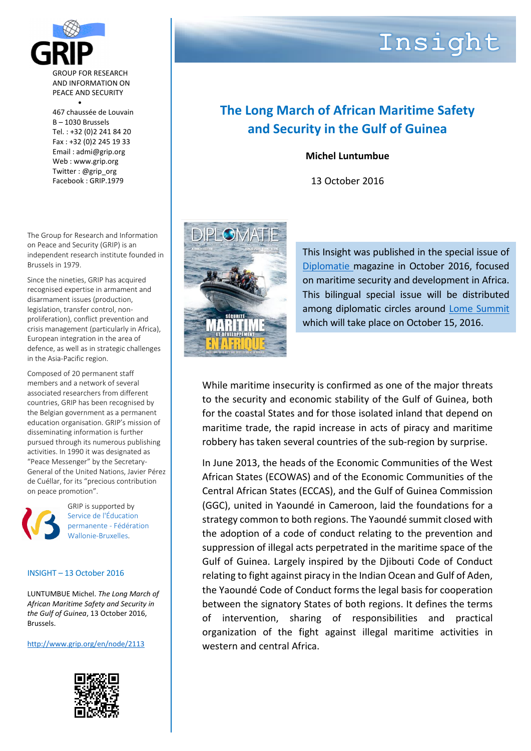GRIP

GROUP FOR RESEARCH AND INFORMATION ON PEACE AND SECURITY

•

467 chaussée de Louvain
B – 1030 Brussels
Tel. : +32 (0)2 241 84 20
Fax : +32 (0)2 245 19 33
Email : admi@grip.org
Web : www.grip.org
Twitter : @grip_org
Facebook : GRIP.1979

The Group for Research and Information on Peace and Security (GRIP) is an independent research institute founded in Brussels in 1979.

Since the nineties, GRIP has acquired recognised expertise in armament and disarmament issues (production, legislation, transfer control, non-proliferation), conflict prevention and crisis management (particularly in Africa), European integration in the area of defence, as well as in strategic challenges in the Asia-Pacific region.

Composed of 20 permanent staff members and a network of several associated researchers from different countries, GRIP has been recognised by the Belgian government as a permanent education organisation. GRIP's mission of disseminating information is further pursued through its numerous publishing activities. In 1990 it was designated as "Peace Messenger" by the Secretary-General of the United Nations, Javier Pérez de Cuéllar, for its "precious contribution on peace promotion".

GRIP is supported by Service de l'Éducation permanente - Fédération Wallonie-Bruxelles.

INSIGHT – 13 October 2016

LUNTUMBUE Michel. *The Long March of African Maritime Safety and Security in the Gulf of Guinea*, 13 October 2016, Brussels.

http://www.grip.org/en/node/2113

Insight

# The Long March of African Maritime Safety and Security in the Gulf of Guinea

**Michel Luntumbue**

13 October 2016

This Insight was published in the special issue of Diplomatie magazine in October 2016, focused on maritime security and development in Africa. This bilingual special issue will be distributed among diplomatic circles around Lome Summit which will take place on October 15, 2016.

While maritime insecurity is confirmed as one of the major threats to the security and economic stability of the Gulf of Guinea, both for the coastal States and for those isolated inland that depend on maritime trade, the rapid increase in acts of piracy and maritime robbery has taken several countries of the sub-region by surprise.

In June 2013, the heads of the Economic Communities of the West African States (ECOWAS) and of the Economic Communities of the Central African States (ECCAS), and the Gulf of Guinea Commission (GGC), united in Yaoundé in Cameroon, laid the foundations for a strategy common to both regions. The Yaoundé summit closed with the adoption of a code of conduct relating to the prevention and suppression of illegal acts perpetrated in the maritime space of the Gulf of Guinea. Largely inspired by the Djibouti Code of Conduct relating to fight against piracy in the Indian Ocean and Gulf of Aden, the Yaoundé Code of Conduct forms the legal basis for cooperation between the signatory States of both regions. It defines the terms of intervention, sharing of responsibilities and practical organization of the fight against illegal maritime activities in western and central Africa.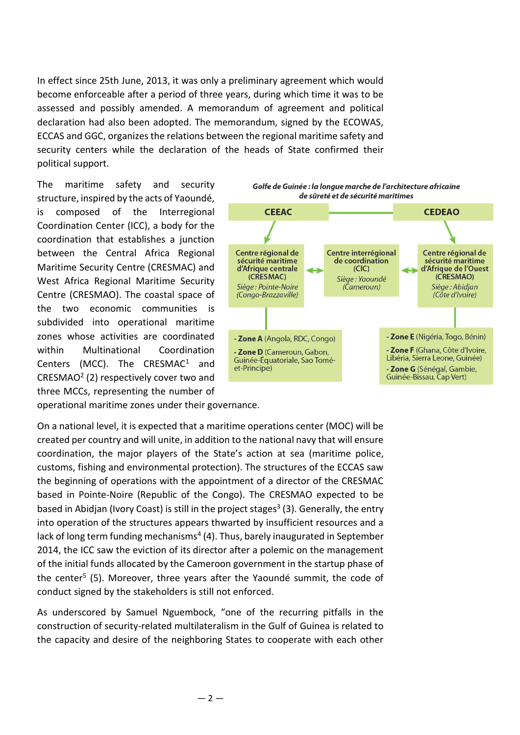In effect since 25th June, 2013, it was only a preliminary agreement which would become enforceable after a period of three years, during which time it was to be assessed and possibly amended. A memorandum of agreement and political declaration had also been adopted. The memorandum, signed by the ECOWAS, ECCAS and GGC, organizes the relations between the regional maritime safety and security centers while the declaration of the heads of State confirmed their political support.

The maritime safety and security structure, inspired by the acts of Yaoundé, is composed of the Interregional Coordination Center (ICC), a body for the coordination that establishes a junction between the Central Africa Regional Maritime Security Centre (CRESMAC) and West Africa Regional Maritime Security Centre (CRESMAO). The coastal space of the two economic communities is subdivided into operational maritime zones whose activities are coordinated within Multinational Coordination Centers (MCC). The CRESMAC[1] and CRESMAO[2] (2) respectively cover two and three MCCs, representing the number of operational maritime zones under their governance.

***Golfe de Guinée : la longue marche de l'architecture africaine de sûreté et de sécurité maritimes***

CEEAC

CEDEAO

Centre régional de sécurité maritime d'Afrique centrale (CRESMAC)
*Siège : Pointe-Noire (Congo-Brazzaville)*

Centre interrégional de coordination (CIC)
*Siège : Yaoundé (Cameroun)*

Centre régional de sécurité maritime d'Afrique de l'Ouest (CRESMAO)
*Siège : Abidjan (Côte d'Ivoire)*

- **Zone A** (Angola, RDC, Congo)
- **Zone D** (Cameroun, Gabon, Guinée-Équatoriale, Sao Tomé-et-Principe)

- **Zone E** (Nigéria, Togo, Bénin)
- **Zone F** (Ghana, Côte d'Ivoire, Libéria, Sierra Leone, Guinée)
- **Zone G** (Sénégal, Gambie, Guinée-Bissau, Cap Vert)

On a national level, it is expected that a maritime operations center (MOC) will be created per country and will unite, in addition to the national navy that will ensure coordination, the major players of the State's action at sea (maritime police, customs, fishing and environmental protection). The structures of the ECCAS saw the beginning of operations with the appointment of a director of the CRESMAC based in Pointe-Noire (Republic of the Congo). The CRESMAO expected to be based in Abidjan (Ivory Coast) is still in the project stages[3] (3). Generally, the entry into operation of the structures appears thwarted by insufficient resources and a lack of long term funding mechanisms[4] (4). Thus, barely inaugurated in September 2014, the ICC saw the eviction of its director after a polemic on the management of the initial funds allocated by the Cameroon government in the startup phase of the center[5] (5). Moreover, three years after the Yaoundé summit, the code of conduct signed by the stakeholders is still not enforced.

As underscored by Samuel Nguembock, "one of the recurring pitfalls in the construction of security-related multilateralism in the Gulf of Guinea is related to the capacity and desire of the neighboring States to cooperate with each other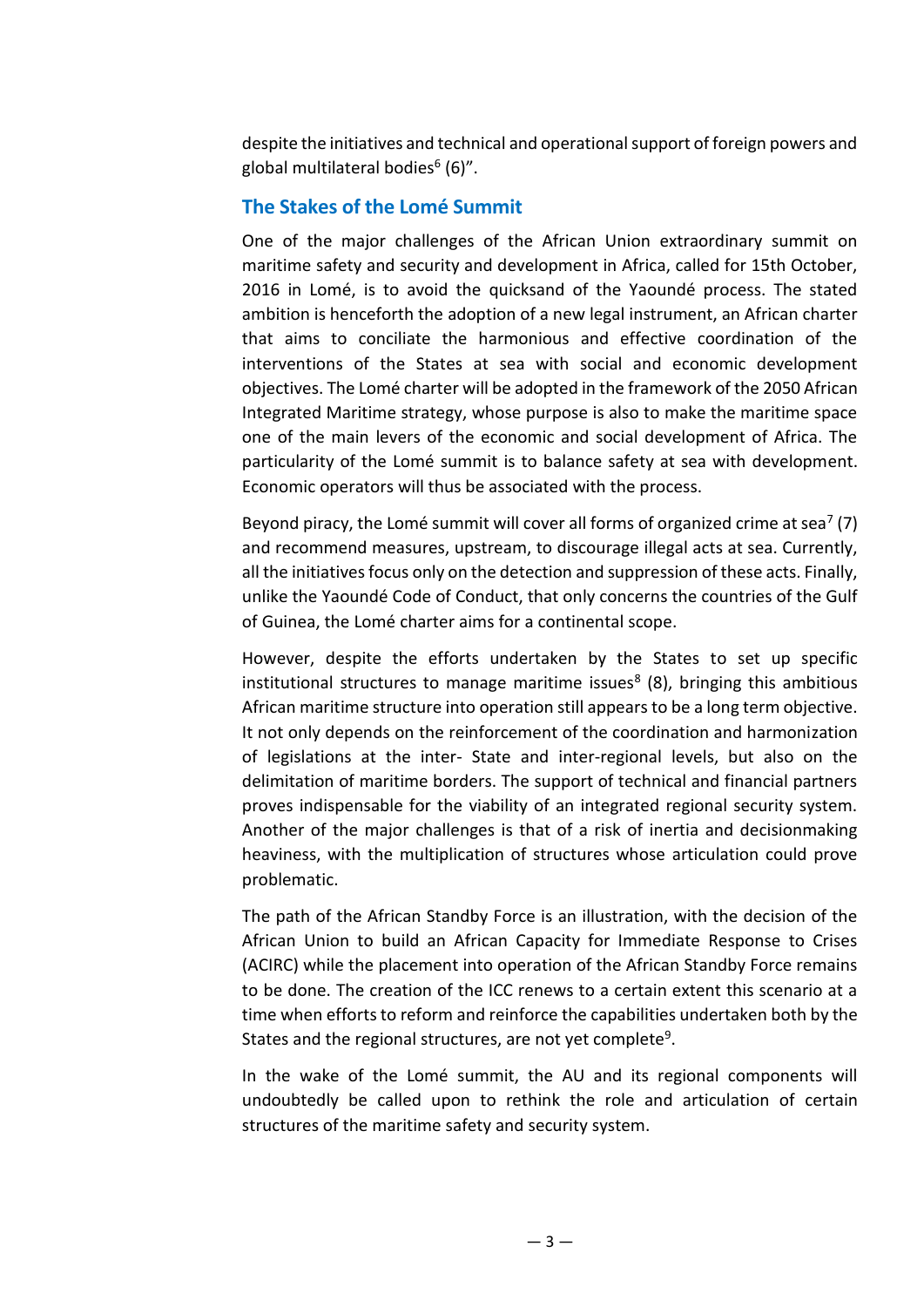despite the initiatives and technical and operational support of foreign powers and global multilateral bodies[6] (6)".

## The Stakes of the Lomé Summit

One of the major challenges of the African Union extraordinary summit on maritime safety and security and development in Africa, called for 15th October, 2016 in Lomé, is to avoid the quicksand of the Yaoundé process. The stated ambition is henceforth the adoption of a new legal instrument, an African charter that aims to conciliate the harmonious and effective coordination of the interventions of the States at sea with social and economic development objectives. The Lomé charter will be adopted in the framework of the 2050 African Integrated Maritime strategy, whose purpose is also to make the maritime space one of the main levers of the economic and social development of Africa. The particularity of the Lomé summit is to balance safety at sea with development. Economic operators will thus be associated with the process.

Beyond piracy, the Lomé summit will cover all forms of organized crime at sea[7] (7) and recommend measures, upstream, to discourage illegal acts at sea. Currently, all the initiatives focus only on the detection and suppression of these acts. Finally, unlike the Yaoundé Code of Conduct, that only concerns the countries of the Gulf of Guinea, the Lomé charter aims for a continental scope.

However, despite the efforts undertaken by the States to set up specific institutional structures to manage maritime issues[8] (8), bringing this ambitious African maritime structure into operation still appears to be a long term objective. It not only depends on the reinforcement of the coordination and harmonization of legislations at the inter- State and inter-regional levels, but also on the delimitation of maritime borders. The support of technical and financial partners proves indispensable for the viability of an integrated regional security system. Another of the major challenges is that of a risk of inertia and decisionmaking heaviness, with the multiplication of structures whose articulation could prove problematic.

The path of the African Standby Force is an illustration, with the decision of the African Union to build an African Capacity for Immediate Response to Crises (ACIRC) while the placement into operation of the African Standby Force remains to be done. The creation of the ICC renews to a certain extent this scenario at a time when efforts to reform and reinforce the capabilities undertaken both by the States and the regional structures, are not yet complete[9].

In the wake of the Lomé summit, the AU and its regional components will undoubtedly be called upon to rethink the role and articulation of certain structures of the maritime safety and security system.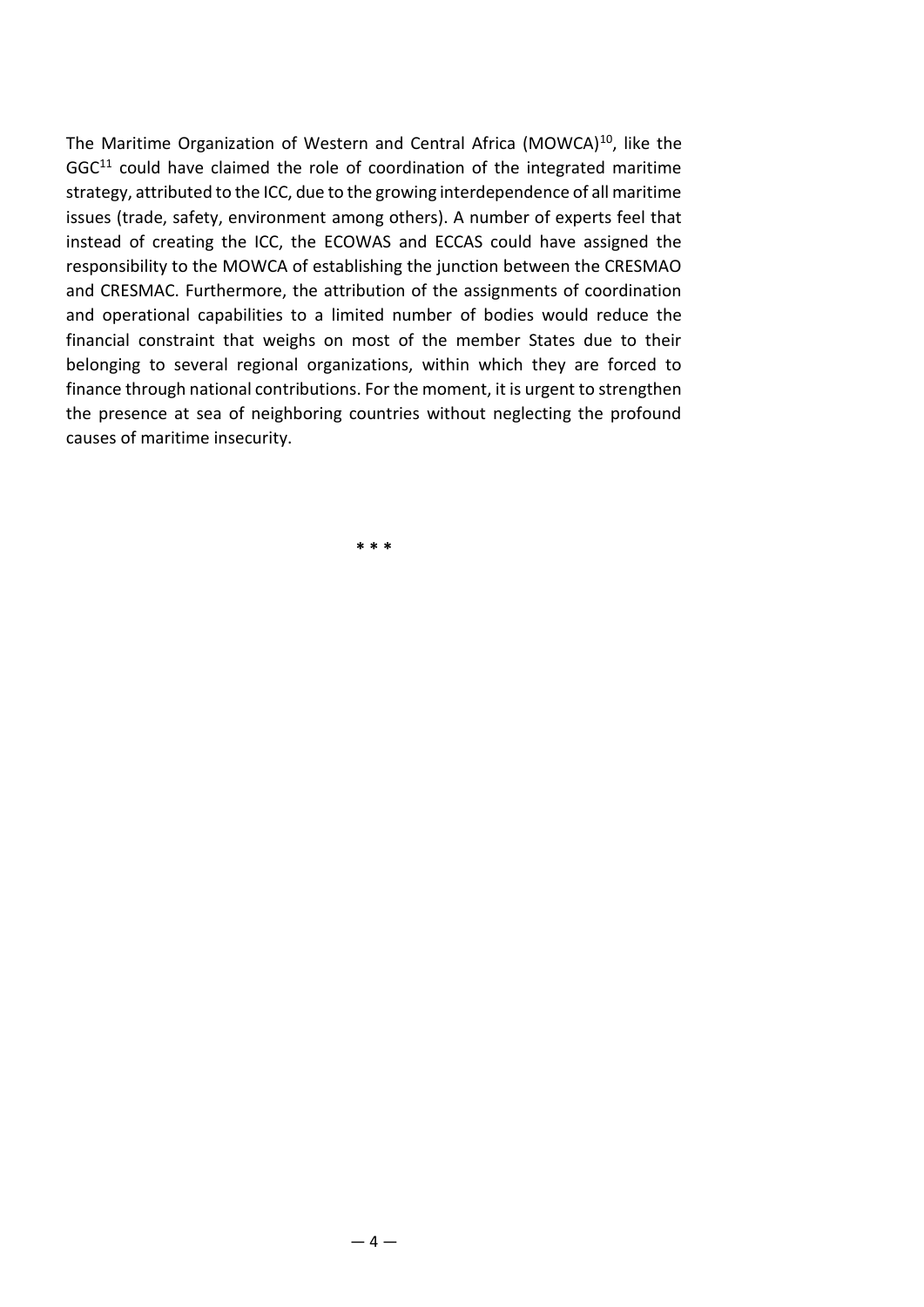The Maritime Organization of Western and Central Africa (MOWCA)[10], like the GGC[11] could have claimed the role of coordination of the integrated maritime strategy, attributed to the ICC, due to the growing interdependence of all maritime issues (trade, safety, environment among others). A number of experts feel that instead of creating the ICC, the ECOWAS and ECCAS could have assigned the responsibility to the MOWCA of establishing the junction between the CRESMAO and CRESMAC. Furthermore, the attribution of the assignments of coordination and operational capabilities to a limited number of bodies would reduce the financial constraint that weighs on most of the member States due to their belonging to several regional organizations, within which they are forced to finance through national contributions. For the moment, it is urgent to strengthen the presence at sea of neighboring countries without neglecting the profound causes of maritime insecurity.

* * *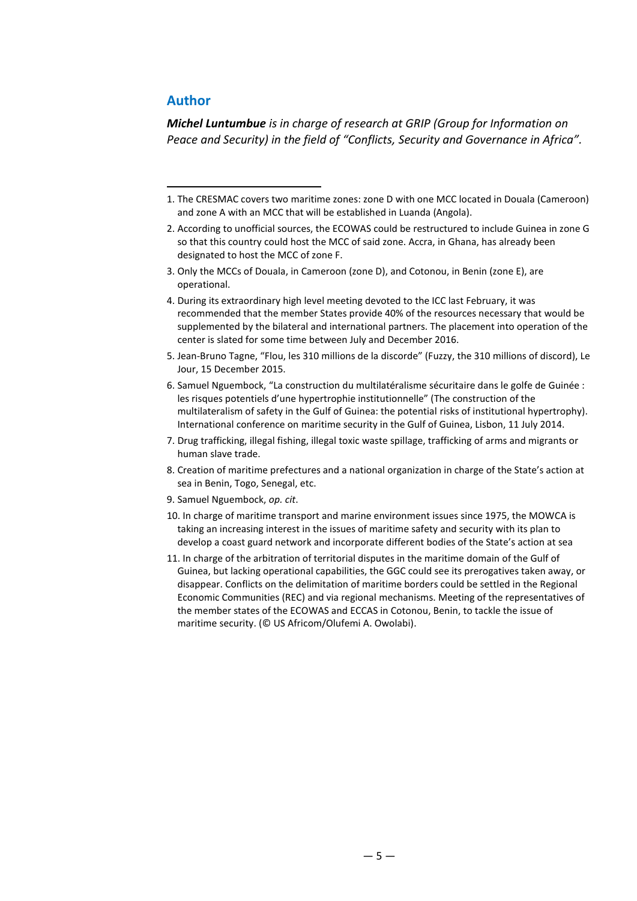## Author

***Michel Luntumbue** is in charge of research at GRIP (Group for Information on Peace and Security) in the field of "Conflicts, Security and Governance in Africa".*

---

1. The CRESMAC covers two maritime zones: zone D with one MCC located in Douala (Cameroon) and zone A with an MCC that will be established in Luanda (Angola).
2. According to unofficial sources, the ECOWAS could be restructured to include Guinea in zone G so that this country could host the MCC of said zone. Accra, in Ghana, has already been designated to host the MCC of zone F.
3. Only the MCCs of Douala, in Cameroon (zone D), and Cotonou, in Benin (zone E), are operational.
4. During its extraordinary high level meeting devoted to the ICC last February, it was recommended that the member States provide 40% of the resources necessary that would be supplemented by the bilateral and international partners. The placement into operation of the center is slated for some time between July and December 2016.
5. Jean-Bruno Tagne, "Flou, les 310 millions de la discorde" (Fuzzy, the 310 millions of discord), Le Jour, 15 December 2015.
6. Samuel Nguembock, "La construction du multilatéralisme sécuritaire dans le golfe de Guinée : les risques potentiels d'une hypertrophie institutionnelle" (The construction of the multilateralism of safety in the Gulf of Guinea: the potential risks of institutional hypertrophy). International conference on maritime security in the Gulf of Guinea, Lisbon, 11 July 2014.
7. Drug trafficking, illegal fishing, illegal toxic waste spillage, trafficking of arms and migrants or human slave trade.
8. Creation of maritime prefectures and a national organization in charge of the State's action at sea in Benin, Togo, Senegal, etc.
9. Samuel Nguembock, *op. cit*.
10. In charge of maritime transport and marine environment issues since 1975, the MOWCA is taking an increasing interest in the issues of maritime safety and security with its plan to develop a coast guard network and incorporate different bodies of the State's action at sea
11. In charge of the arbitration of territorial disputes in the maritime domain of the Gulf of Guinea, but lacking operational capabilities, the GGC could see its prerogatives taken away, or disappear. Conflicts on the delimitation of maritime borders could be settled in the Regional Economic Communities (REC) and via regional mechanisms. Meeting of the representatives of the member states of the ECOWAS and ECCAS in Cotonou, Benin, to tackle the issue of maritime security. (© US Africom/Olufemi A. Owolabi).